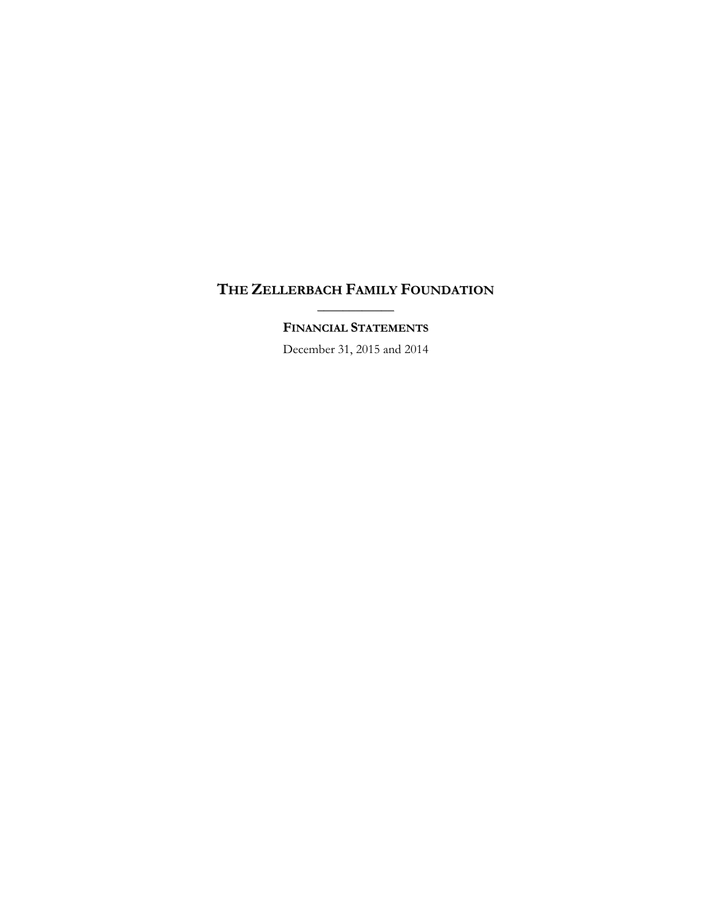# THE ZELLERBACH FAMILY FOUNDATION

---

## FINANCIAL STATEMENTS

December 31, 2015 and 2014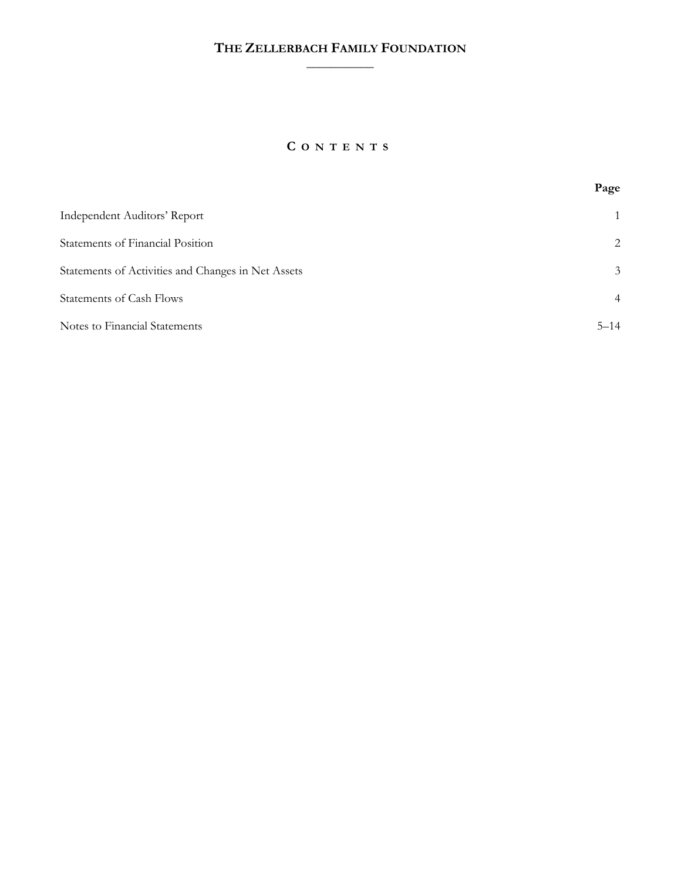# THE ZELLERBACH FAMILY FOUNDATION

## CONTENTS

| | Page |
|---|---|
| Independent Auditors' Report | 1 |
| Statements of Financial Position | 2 |
| Statements of Activities and Changes in Net Assets | 3 |
| Statements of Cash Flows | 4 |
| Notes to Financial Statements | 5–14 |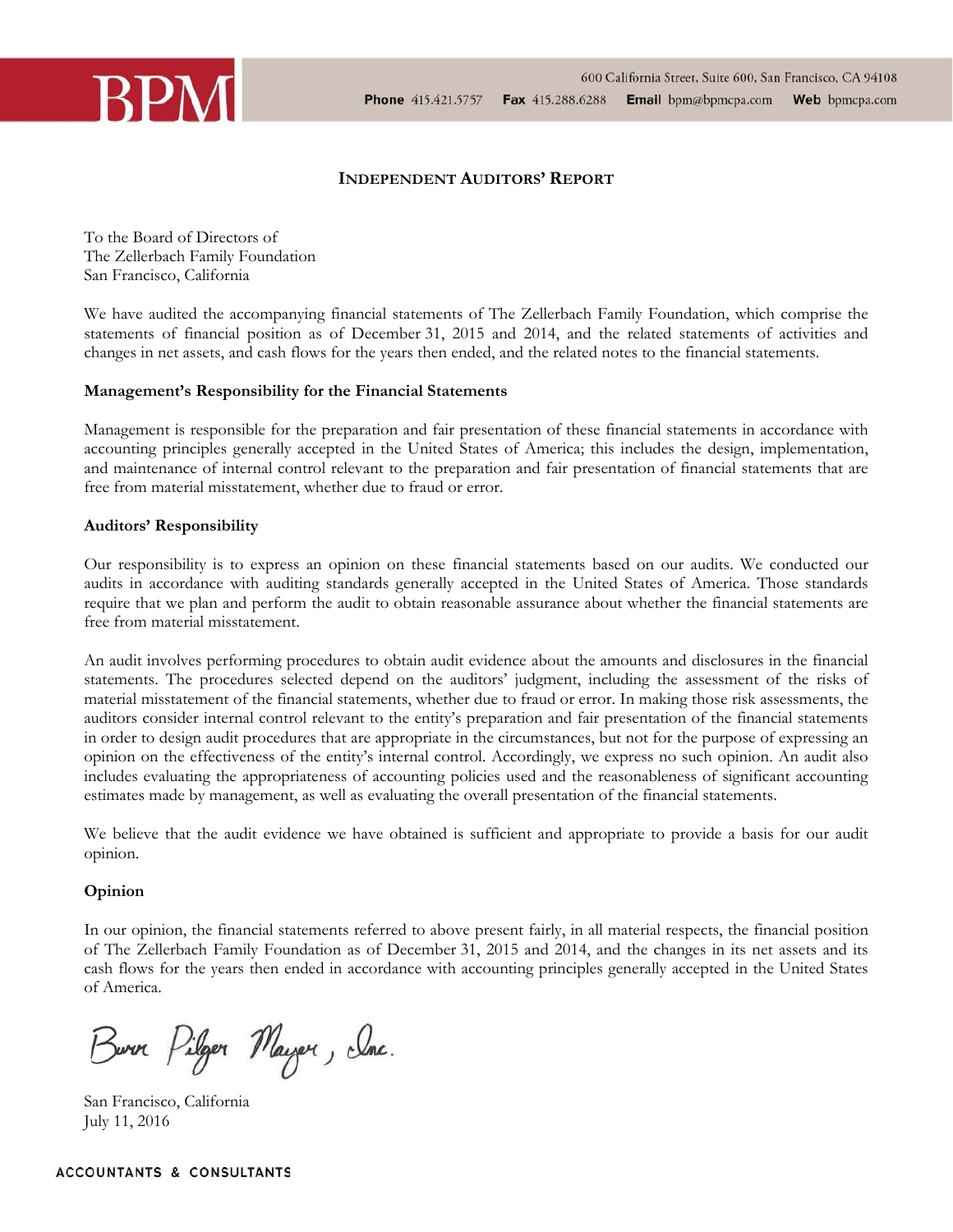# INDEPENDENT AUDITORS' REPORT

To the Board of Directors of
The Zellerbach Family Foundation
San Francisco, California

We have audited the accompanying financial statements of The Zellerbach Family Foundation, which comprise the statements of financial position as of December 31, 2015 and 2014, and the related statements of activities and changes in net assets, and cash flows for the years then ended, and the related notes to the financial statements.

**Management's Responsibility for the Financial Statements**

Management is responsible for the preparation and fair presentation of these financial statements in accordance with accounting principles generally accepted in the United States of America; this includes the design, implementation, and maintenance of internal control relevant to the preparation and fair presentation of financial statements that are free from material misstatement, whether due to fraud or error.

**Auditors' Responsibility**

Our responsibility is to express an opinion on these financial statements based on our audits. We conducted our audits in accordance with auditing standards generally accepted in the United States of America. Those standards require that we plan and perform the audit to obtain reasonable assurance about whether the financial statements are free from material misstatement.

An audit involves performing procedures to obtain audit evidence about the amounts and disclosures in the financial statements. The procedures selected depend on the auditors' judgment, including the assessment of the risks of material misstatement of the financial statements, whether due to fraud or error. In making those risk assessments, the auditors consider internal control relevant to the entity's preparation and fair presentation of the financial statements in order to design audit procedures that are appropriate in the circumstances, but not for the purpose of expressing an opinion on the effectiveness of the entity's internal control. Accordingly, we express no such opinion. An audit also includes evaluating the appropriateness of accounting policies used and the reasonableness of significant accounting estimates made by management, as well as evaluating the overall presentation of the financial statements.

We believe that the audit evidence we have obtained is sufficient and appropriate to provide a basis for our audit opinion.

**Opinion**

In our opinion, the financial statements referred to above present fairly, in all material respects, the financial position of The Zellerbach Family Foundation as of December 31, 2015 and 2014, and the changes in its net assets and its cash flows for the years then ended in accordance with accounting principles generally accepted in the United States of America.

Burr Pilger Mayer, Inc.

San Francisco, California
July 11, 2016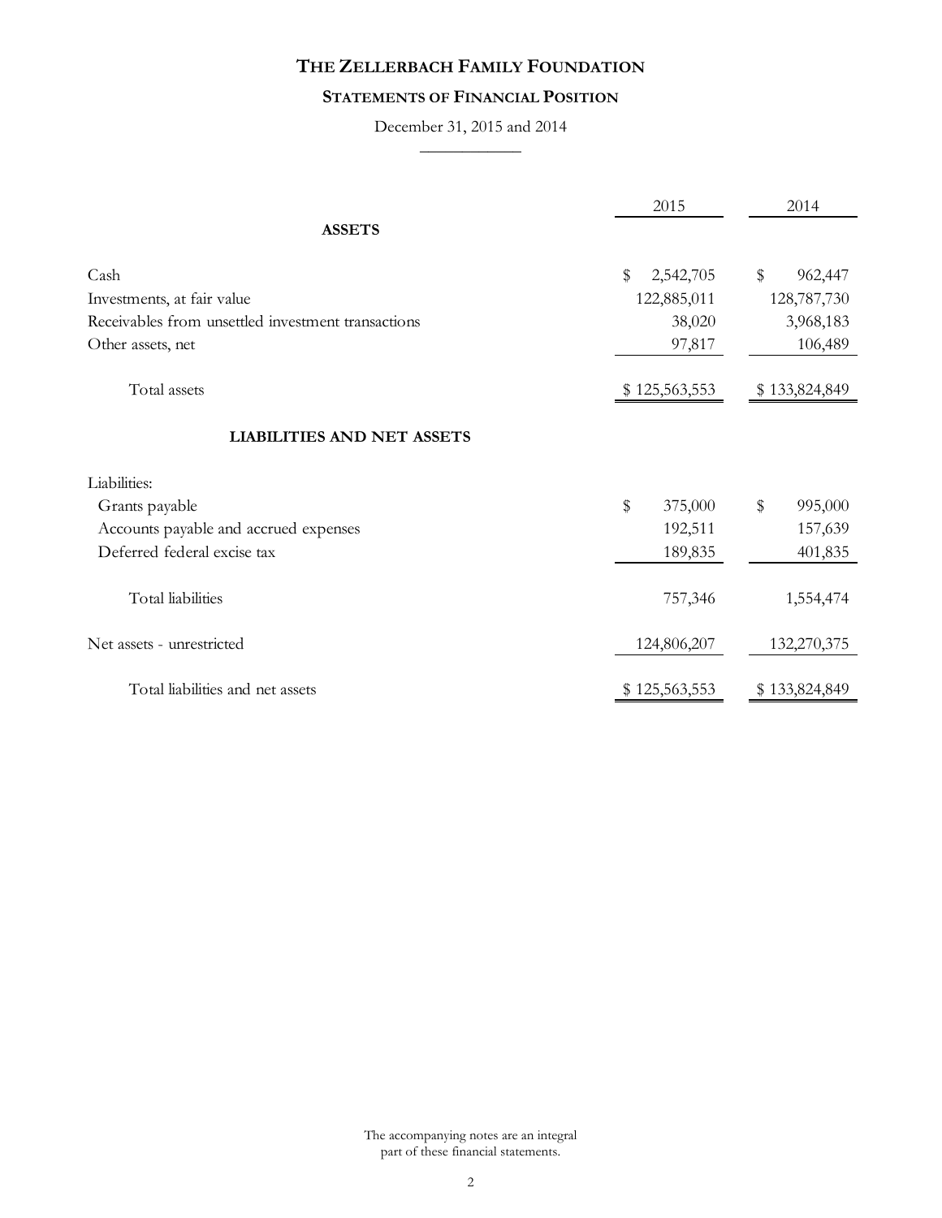# THE ZELLERBACH FAMILY FOUNDATION

## STATEMENTS OF FINANCIAL POSITION

December 31, 2015 and 2014

| | 2015 | 2014 |
|---|---|---|
| **ASSETS** | | |
| Cash | $ 2,542,705 | $ 962,447 |
| Investments, at fair value | 122,885,011 | 128,787,730 |
| Receivables from unsettled investment transactions | 38,020 | 3,968,183 |
| Other assets, net | 97,817 | 106,489 |
| Total assets | $ 125,563,553 | $ 133,824,849 |
| **LIABILITIES AND NET ASSETS** | | |
| Liabilities: | | |
| Grants payable | $ 375,000 | $ 995,000 |
| Accounts payable and accrued expenses | 192,511 | 157,639 |
| Deferred federal excise tax | 189,835 | 401,835 |
| Total liabilities | 757,346 | 1,554,474 |
| Net assets - unrestricted | 124,806,207 | 132,270,375 |
| Total liabilities and net assets | $ 125,563,553 | $ 133,824,849 |

The accompanying notes are an integral part of these financial statements.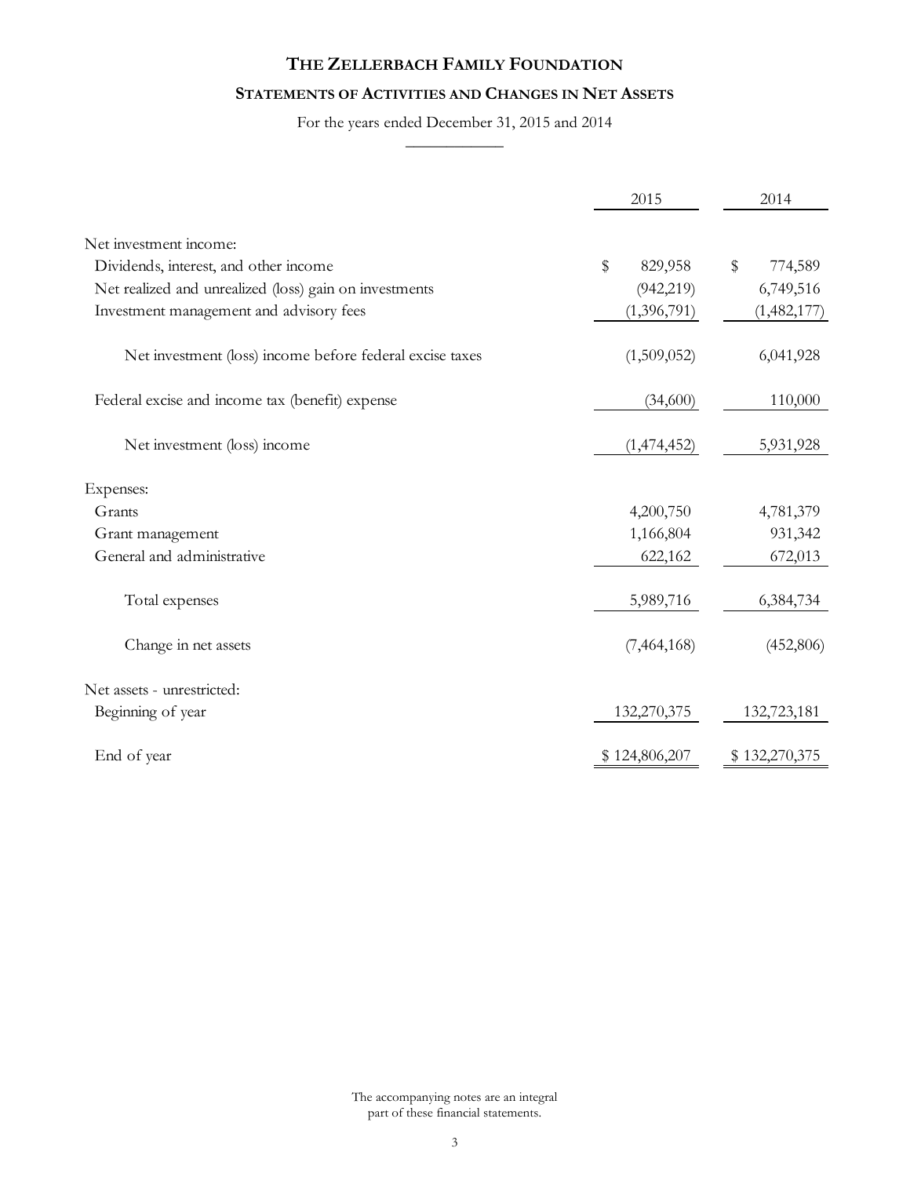# THE ZELLERBACH FAMILY FOUNDATION

## STATEMENTS OF ACTIVITIES AND CHANGES IN NET ASSETS

For the years ended December 31, 2015 and 2014

| | 2015 | 2014 |
|---|---|---|
| Net investment income: | | |
| Dividends, interest, and other income | $ 829,958 | $ 774,589 |
| Net realized and unrealized (loss) gain on investments | (942,219) | 6,749,516 |
| Investment management and advisory fees | (1,396,791) | (1,482,177) |
| Net investment (loss) income before federal excise taxes | (1,509,052) | 6,041,928 |
| Federal excise and income tax (benefit) expense | (34,600) | 110,000 |
| Net investment (loss) income | (1,474,452) | 5,931,928 |
| Expenses: | | |
| Grants | 4,200,750 | 4,781,379 |
| Grant management | 1,166,804 | 931,342 |
| General and administrative | 622,162 | 672,013 |
| Total expenses | 5,989,716 | 6,384,734 |
| Change in net assets | (7,464,168) | (452,806) |
| Net assets - unrestricted: | | |
| Beginning of year | 132,270,375 | 132,723,181 |
| End of year | $ 124,806,207 | $ 132,270,375 |

The accompanying notes are an integral part of these financial statements.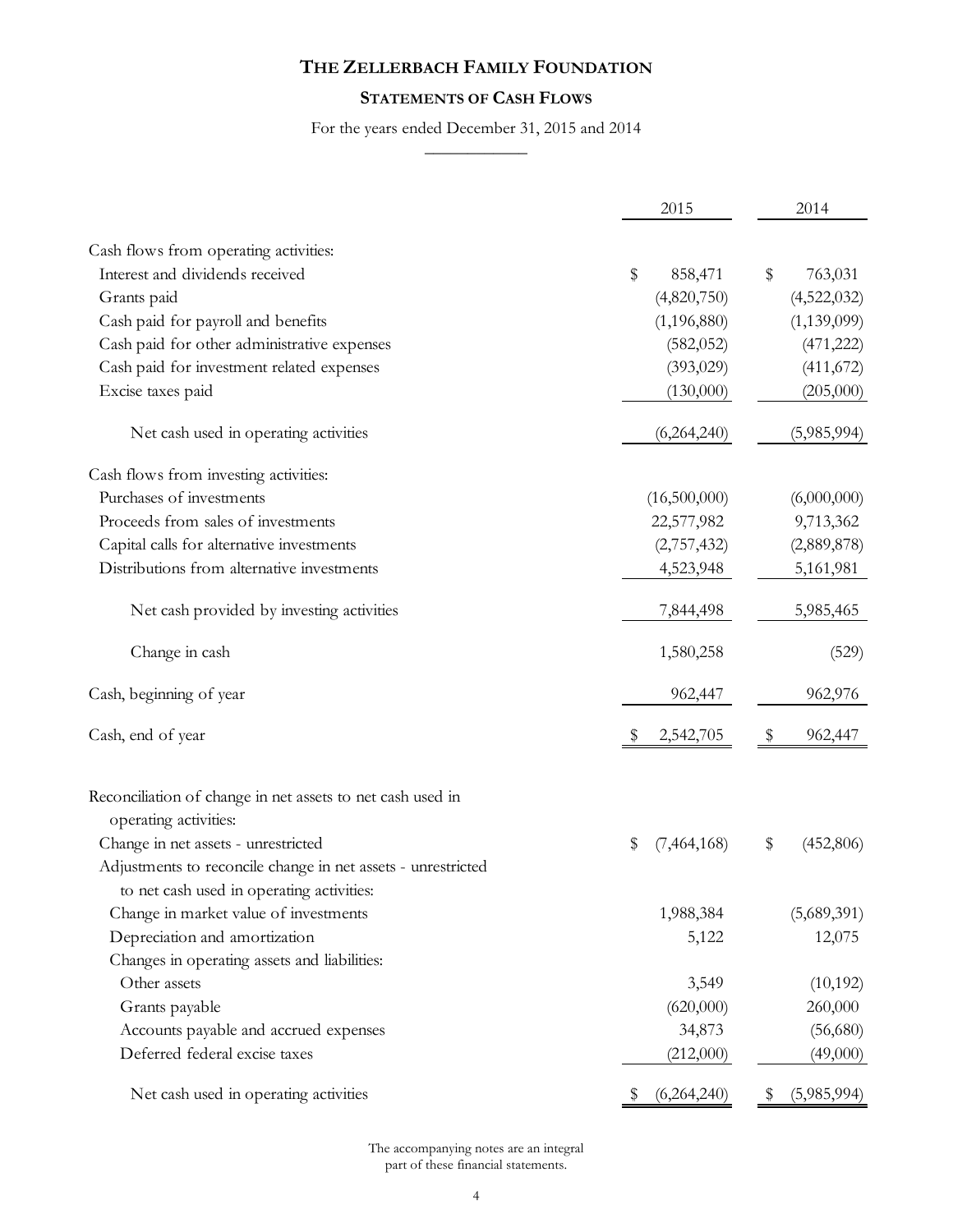# THE ZELLERBACH FAMILY FOUNDATION

## STATEMENTS OF CASH FLOWS

For the years ended December 31, 2015 and 2014

| | 2015 | 2014 |
|---|---|---|
| Cash flows from operating activities: | | |
| Interest and dividends received | $ 858,471 | $ 763,031 |
| Grants paid | (4,820,750) | (4,522,032) |
| Cash paid for payroll and benefits | (1,196,880) | (1,139,099) |
| Cash paid for other administrative expenses | (582,052) | (471,222) |
| Cash paid for investment related expenses | (393,029) | (411,672) |
| Excise taxes paid | (130,000) | (205,000) |
| Net cash used in operating activities | (6,264,240) | (5,985,994) |
| Cash flows from investing activities: | | |
| Purchases of investments | (16,500,000) | (6,000,000) |
| Proceeds from sales of investments | 22,577,982 | 9,713,362 |
| Capital calls for alternative investments | (2,757,432) | (2,889,878) |
| Distributions from alternative investments | 4,523,948 | 5,161,981 |
| Net cash provided by investing activities | 7,844,498 | 5,985,465 |
| Change in cash | 1,580,258 | (529) |
| Cash, beginning of year | 962,447 | 962,976 |
| Cash, end of year | $ 2,542,705 | $ 962,447 |

| | 2015 | 2014 |
|---|---|---|
| Reconciliation of change in net assets to net cash used in operating activities: | | |
| Change in net assets - unrestricted | $ (7,464,168) | $ (452,806) |
| Adjustments to reconcile change in net assets - unrestricted to net cash used in operating activities: | | |
| Change in market value of investments | 1,988,384 | (5,689,391) |
| Depreciation and amortization | 5,122 | 12,075 |
| Changes in operating assets and liabilities: | | |
| Other assets | 3,549 | (10,192) |
| Grants payable | (620,000) | 260,000 |
| Accounts payable and accrued expenses | 34,873 | (56,680) |
| Deferred federal excise taxes | (212,000) | (49,000) |
| Net cash used in operating activities | $ (6,264,240) | $ (5,985,994) |

The accompanying notes are an integral part of these financial statements.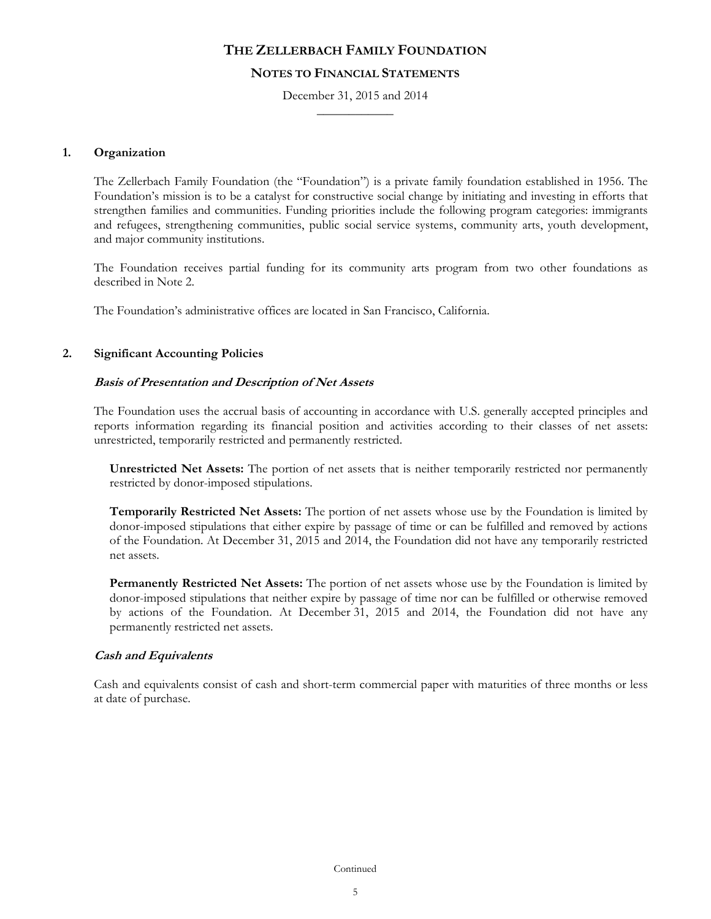# THE ZELLERBACH FAMILY FOUNDATION

## NOTES TO FINANCIAL STATEMENTS

December 31, 2015 and 2014

### 1. Organization

The Zellerbach Family Foundation (the "Foundation") is a private family foundation established in 1956. The Foundation's mission is to be a catalyst for constructive social change by initiating and investing in efforts that strengthen families and communities. Funding priorities include the following program categories: immigrants and refugees, strengthening communities, public social service systems, community arts, youth development, and major community institutions.

The Foundation receives partial funding for its community arts program from two other foundations as described in Note 2.

The Foundation's administrative offices are located in San Francisco, California.

### 2. Significant Accounting Policies

***Basis of Presentation and Description of Net Assets***

The Foundation uses the accrual basis of accounting in accordance with U.S. generally accepted principles and reports information regarding its financial position and activities according to their classes of net assets: unrestricted, temporarily restricted and permanently restricted.

**Unrestricted Net Assets:** The portion of net assets that is neither temporarily restricted nor permanently restricted by donor-imposed stipulations.

**Temporarily Restricted Net Assets:** The portion of net assets whose use by the Foundation is limited by donor-imposed stipulations that either expire by passage of time or can be fulfilled and removed by actions of the Foundation. At December 31, 2015 and 2014, the Foundation did not have any temporarily restricted net assets.

**Permanently Restricted Net Assets:** The portion of net assets whose use by the Foundation is limited by donor-imposed stipulations that neither expire by passage of time nor can be fulfilled or otherwise removed by actions of the Foundation. At December 31, 2015 and 2014, the Foundation did not have any permanently restricted net assets.

***Cash and Equivalents***

Cash and equivalents consist of cash and short-term commercial paper with maturities of three months or less at date of purchase.

Continued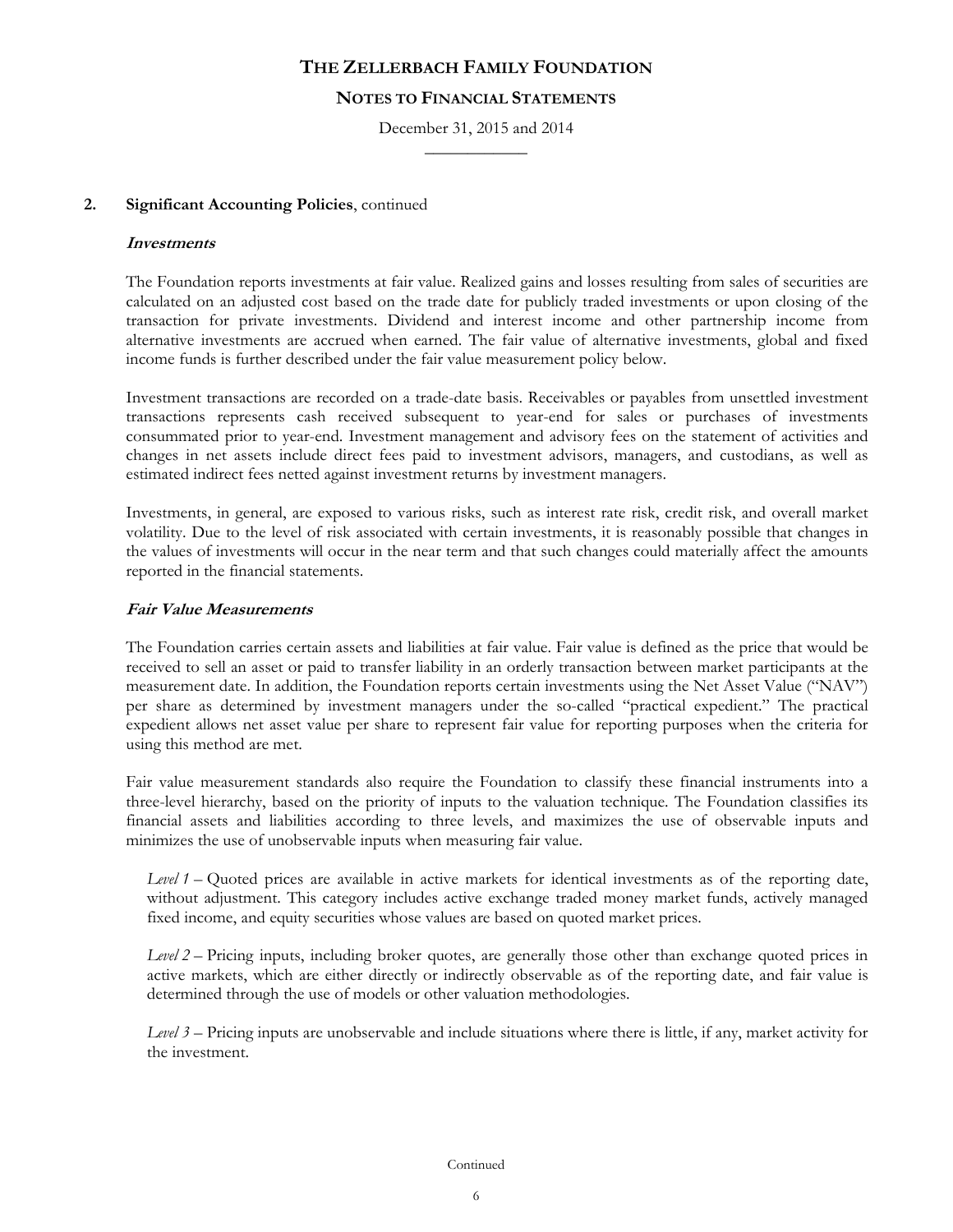## 2. **Significant Accounting Policies**, continued

### ***Investments***

The Foundation reports investments at fair value. Realized gains and losses resulting from sales of securities are calculated on an adjusted cost based on the trade date for publicly traded investments or upon closing of the transaction for private investments. Dividend and interest income and other partnership income from alternative investments are accrued when earned. The fair value of alternative investments, global and fixed income funds is further described under the fair value measurement policy below.

Investment transactions are recorded on a trade-date basis. Receivables or payables from unsettled investment transactions represents cash received subsequent to year-end for sales or purchases of investments consummated prior to year-end. Investment management and advisory fees on the statement of activities and changes in net assets include direct fees paid to investment advisors, managers, and custodians, as well as estimated indirect fees netted against investment returns by investment managers.

Investments, in general, are exposed to various risks, such as interest rate risk, credit risk, and overall market volatility. Due to the level of risk associated with certain investments, it is reasonably possible that changes in the values of investments will occur in the near term and that such changes could materially affect the amounts reported in the financial statements.

### ***Fair Value Measurements***

The Foundation carries certain assets and liabilities at fair value. Fair value is defined as the price that would be received to sell an asset or paid to transfer liability in an orderly transaction between market participants at the measurement date. In addition, the Foundation reports certain investments using the Net Asset Value ("NAV") per share as determined by investment managers under the so-called "practical expedient." The practical expedient allows net asset value per share to represent fair value for reporting purposes when the criteria for using this method are met.

Fair value measurement standards also require the Foundation to classify these financial instruments into a three-level hierarchy, based on the priority of inputs to the valuation technique. The Foundation classifies its financial assets and liabilities according to three levels, and maximizes the use of observable inputs and minimizes the use of unobservable inputs when measuring fair value.

*Level 1* – Quoted prices are available in active markets for identical investments as of the reporting date, without adjustment. This category includes active exchange traded money market funds, actively managed fixed income, and equity securities whose values are based on quoted market prices.

*Level 2* – Pricing inputs, including broker quotes, are generally those other than exchange quoted prices in active markets, which are either directly or indirectly observable as of the reporting date, and fair value is determined through the use of models or other valuation methodologies.

*Level 3* – Pricing inputs are unobservable and include situations where there is little, if any, market activity for the investment.

Continued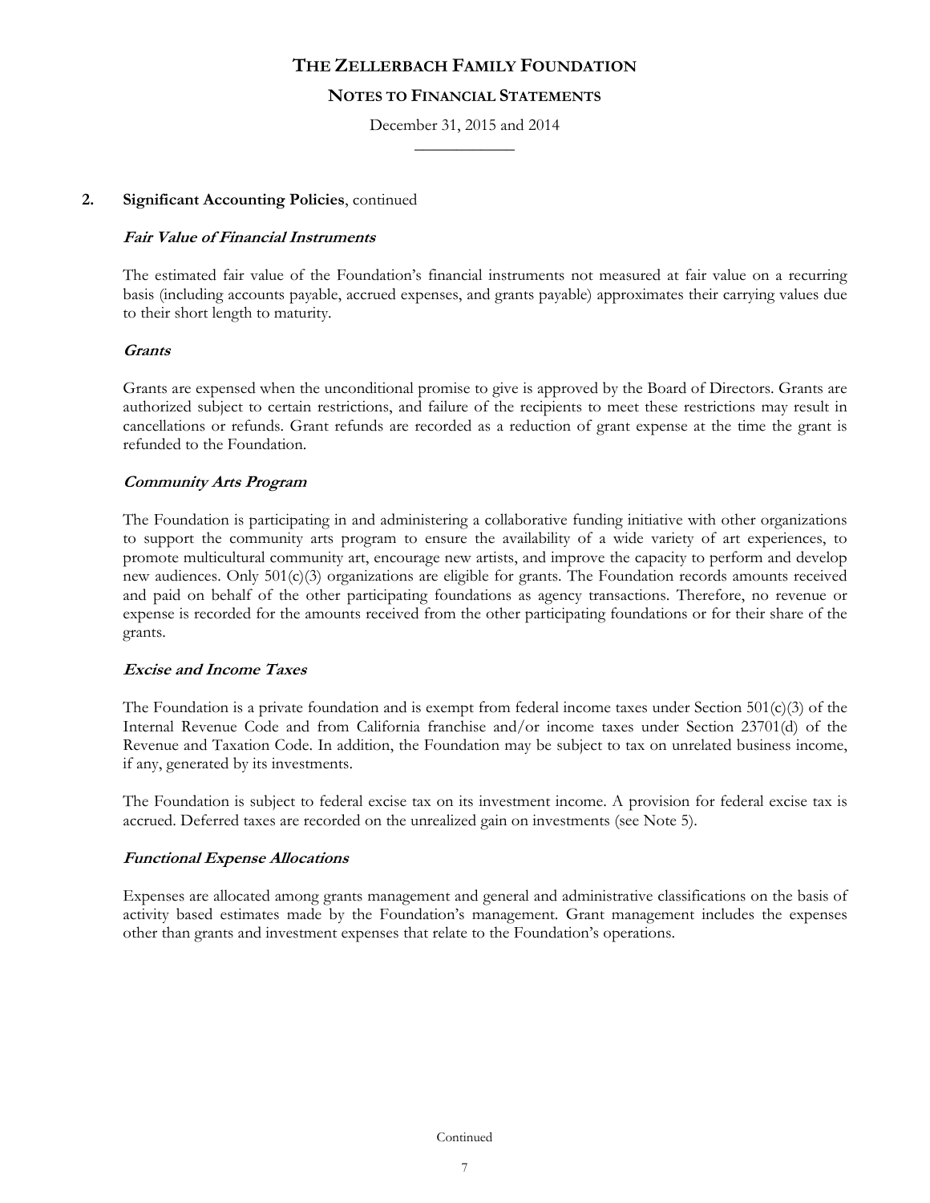# THE ZELLERBACH FAMILY FOUNDATION

## NOTES TO FINANCIAL STATEMENTS

December 31, 2015 and 2014

## 2. Significant Accounting Policies, continued

### *Fair Value of Financial Instruments*

The estimated fair value of the Foundation's financial instruments not measured at fair value on a recurring basis (including accounts payable, accrued expenses, and grants payable) approximates their carrying values due to their short length to maturity.

### *Grants*

Grants are expensed when the unconditional promise to give is approved by the Board of Directors. Grants are authorized subject to certain restrictions, and failure of the recipients to meet these restrictions may result in cancellations or refunds. Grant refunds are recorded as a reduction of grant expense at the time the grant is refunded to the Foundation.

### *Community Arts Program*

The Foundation is participating in and administering a collaborative funding initiative with other organizations to support the community arts program to ensure the availability of a wide variety of art experiences, to promote multicultural community art, encourage new artists, and improve the capacity to perform and develop new audiences. Only 501(c)(3) organizations are eligible for grants. The Foundation records amounts received and paid on behalf of the other participating foundations as agency transactions. Therefore, no revenue or expense is recorded for the amounts received from the other participating foundations or for their share of the grants.

### *Excise and Income Taxes*

The Foundation is a private foundation and is exempt from federal income taxes under Section 501(c)(3) of the Internal Revenue Code and from California franchise and/or income taxes under Section 23701(d) of the Revenue and Taxation Code. In addition, the Foundation may be subject to tax on unrelated business income, if any, generated by its investments.

The Foundation is subject to federal excise tax on its investment income. A provision for federal excise tax is accrued. Deferred taxes are recorded on the unrealized gain on investments (see Note 5).

### *Functional Expense Allocations*

Expenses are allocated among grants management and general and administrative classifications on the basis of activity based estimates made by the Foundation's management. Grant management includes the expenses other than grants and investment expenses that relate to the Foundation's operations.

Continued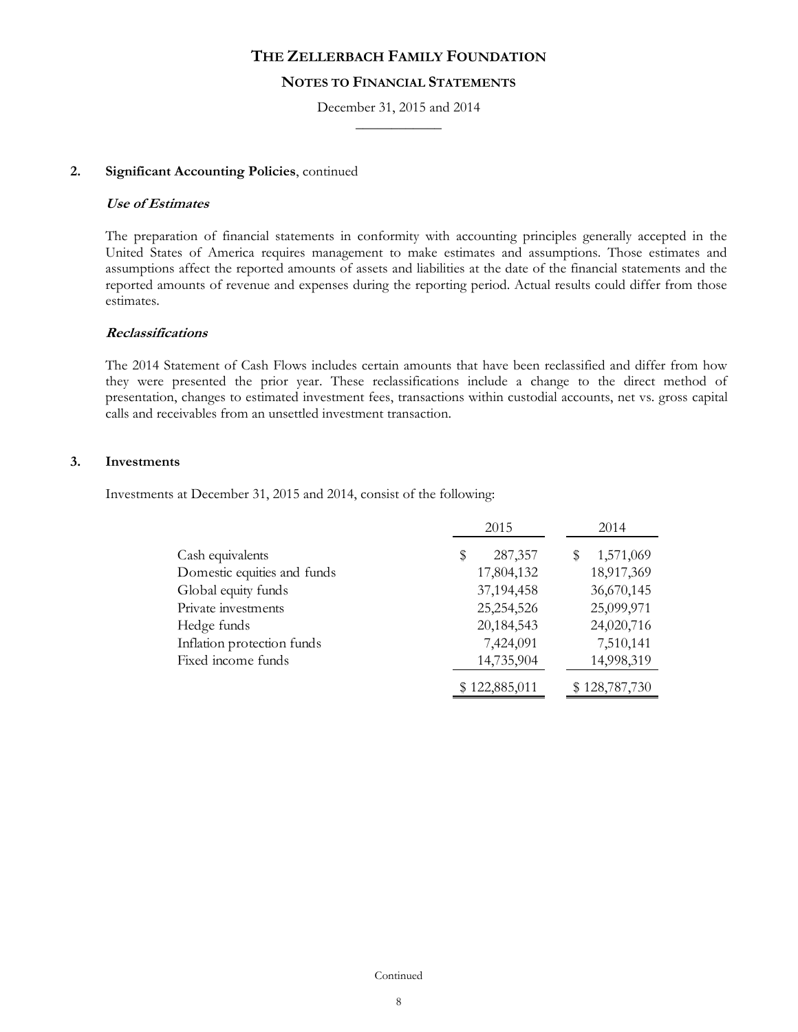# THE ZELLERBACH FAMILY FOUNDATION

## NOTES TO FINANCIAL STATEMENTS

December 31, 2015 and 2014

## 2. Significant Accounting Policies, continued

### *Use of Estimates*

The preparation of financial statements in conformity with accounting principles generally accepted in the United States of America requires management to make estimates and assumptions. Those estimates and assumptions affect the reported amounts of assets and liabilities at the date of the financial statements and the reported amounts of revenue and expenses during the reporting period. Actual results could differ from those estimates.

### *Reclassifications*

The 2014 Statement of Cash Flows includes certain amounts that have been reclassified and differ from how they were presented the prior year. These reclassifications include a change to the direct method of presentation, changes to estimated investment fees, transactions within custodial accounts, net vs. gross capital calls and receivables from an unsettled investment transaction.

## 3. Investments

Investments at December 31, 2015 and 2014, consist of the following:

| | 2015 | 2014 |
|---|---|---|
| Cash equivalents | $ 287,357 | $ 1,571,069 |
| Domestic equities and funds | 17,804,132 | 18,917,369 |
| Global equity funds | 37,194,458 | 36,670,145 |
| Private investments | 25,254,526 | 25,099,971 |
| Hedge funds | 20,184,543 | 24,020,716 |
| Inflation protection funds | 7,424,091 | 7,510,141 |
| Fixed income funds | 14,735,904 | 14,998,319 |
| | $ 122,885,011 | $ 128,787,730 |

Continued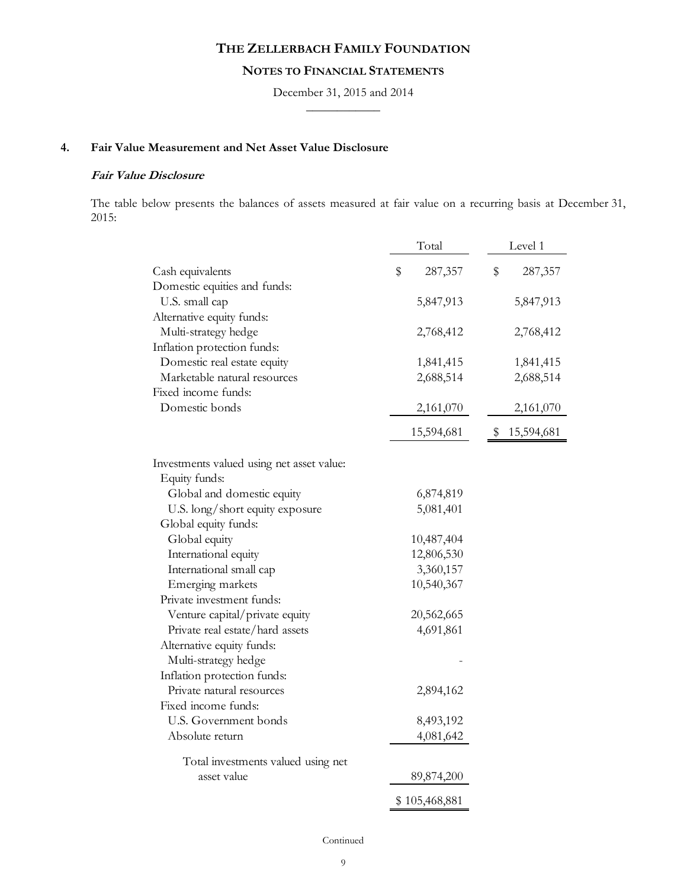# THE ZELLERBACH FAMILY FOUNDATION

## NOTES TO FINANCIAL STATEMENTS

December 31, 2015 and 2014

### 4. Fair Value Measurement and Net Asset Value Disclosure

***Fair Value Disclosure***

The table below presents the balances of assets measured at fair value on a recurring basis at December 31, 2015:

| | Total | Level 1 |
|---|---|---|
| Cash equivalents | $ 287,357 | $ 287,357 |
| Domestic equities and funds: | | |
| U.S. small cap | 5,847,913 | 5,847,913 |
| Alternative equity funds: | | |
| Multi-strategy hedge | 2,768,412 | 2,768,412 |
| Inflation protection funds: | | |
| Domestic real estate equity | 1,841,415 | 1,841,415 |
| Marketable natural resources | 2,688,514 | 2,688,514 |
| Fixed income funds: | | |
| Domestic bonds | 2,161,070 | 2,161,070 |
| | 15,594,681 | $ 15,594,681 |
| Investments valued using net asset value: | | |
| Equity funds: | | |
| Global and domestic equity | 6,874,819 | |
| U.S. long/short equity exposure | 5,081,401 | |
| Global equity funds: | | |
| Global equity | 10,487,404 | |
| International equity | 12,806,530 | |
| International small cap | 3,360,157 | |
| Emerging markets | 10,540,367 | |
| Private investment funds: | | |
| Venture capital/private equity | 20,562,665 | |
| Private real estate/hard assets | 4,691,861 | |
| Alternative equity funds: | | |
| Multi-strategy hedge | - | |
| Inflation protection funds: | | |
| Private natural resources | 2,894,162 | |
| Fixed income funds: | | |
| U.S. Government bonds | 8,493,192 | |
| Absolute return | 4,081,642 | |
| Total investments valued using net asset value | 89,874,200 | |
| | $ 105,468,881 | |

Continued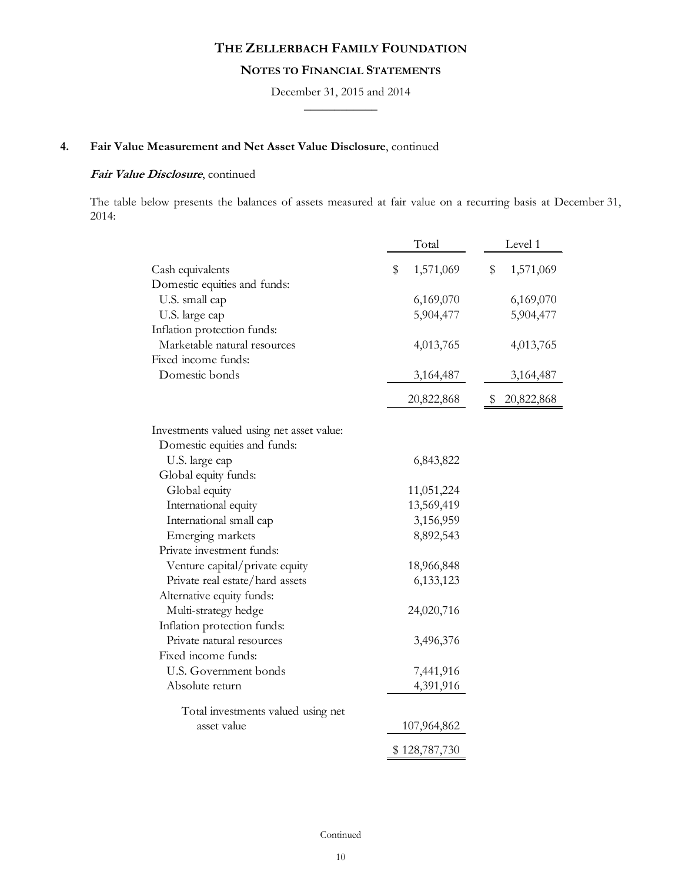## 4. Fair Value Measurement and Net Asset Value Disclosure, continued

***Fair Value Disclosure***, continued

The table below presents the balances of assets measured at fair value on a recurring basis at December 31, 2014:

| | Total | Level 1 |
|---|---|---|
| Cash equivalents | $ 1,571,069 | $ 1,571,069 |
| Domestic equities and funds: | | |
| U.S. small cap | 6,169,070 | 6,169,070 |
| U.S. large cap | 5,904,477 | 5,904,477 |
| Inflation protection funds: | | |
| Marketable natural resources | 4,013,765 | 4,013,765 |
| Fixed income funds: | | |
| Domestic bonds | 3,164,487 | 3,164,487 |
| | 20,822,868 | $ 20,822,868 |
| Investments valued using net asset value: | | |
| Domestic equities and funds: | | |
| U.S. large cap | 6,843,822 | |
| Global equity funds: | | |
| Global equity | 11,051,224 | |
| International equity | 13,569,419 | |
| International small cap | 3,156,959 | |
| Emerging markets | 8,892,543 | |
| Private investment funds: | | |
| Venture capital/private equity | 18,966,848 | |
| Private real estate/hard assets | 6,133,123 | |
| Alternative equity funds: | | |
| Multi-strategy hedge | 24,020,716 | |
| Inflation protection funds: | | |
| Private natural resources | 3,496,376 | |
| Fixed income funds: | | |
| U.S. Government bonds | 7,441,916 | |
| Absolute return | 4,391,916 | |
| Total investments valued using net asset value | 107,964,862 | |
| | $ 128,787,730 | |

Continued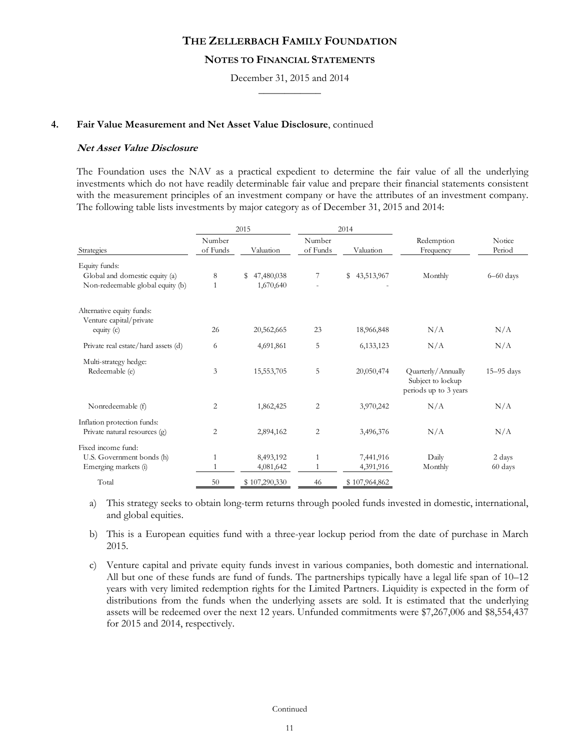# THE ZELLERBACH FAMILY FOUNDATION

## NOTES TO FINANCIAL STATEMENTS

December 31, 2015 and 2014

---

### 4. Fair Value Measurement and Net Asset Value Disclosure, continued

***Net Asset Value Disclosure***

The Foundation uses the NAV as a practical expedient to determine the fair value of all the underlying investments which do not have readily determinable fair value and prepare their financial statements consistent with the measurement principles of an investment company or have the attributes of an investment company. The following table lists investments by major category as of December 31, 2015 and 2014:

| | 2015 | | 2014 | | | |
|---|---|---|---|---|---|---|
| Strategies | Number of Funds | Valuation | Number of Funds | Valuation | Redemption Frequency | Notice Period |
| Equity funds: | | | | | | |
| Global and domestic equity (a) | 8 | $ 47,480,038 | 7 | $ 43,513,967 | Monthly | 6–60 days |
| Non-redeemable global equity (b) | 1 | 1,670,640 | - | - | | |
| Alternative equity funds: | | | | | | |
| Venture capital/private equity (c) | 26 | 20,562,665 | 23 | 18,966,848 | N/A | N/A |
| Private real estate/hard assets (d) | 6 | 4,691,861 | 5 | 6,133,123 | N/A | N/A |
| Multi-strategy hedge: | | | | | | |
| Redeemable (e) | 3 | 15,553,705 | 5 | 20,050,474 | Quarterly/Annually Subject to lockup periods up to 3 years | 15–95 days |
| Nonredeemable (f) | 2 | 1,862,425 | 2 | 3,970,242 | N/A | N/A |
| Inflation protection funds: | | | | | | |
| Private natural resources (g) | 2 | 2,894,162 | 2 | 3,496,376 | N/A | N/A |
| Fixed income fund: | | | | | | |
| U.S. Government bonds (h) | 1 | 8,493,192 | 1 | 7,441,916 | Daily | 2 days |
| Emerging markets (i) | 1 | 4,081,642 | 1 | 4,391,916 | Monthly | 60 days |
| Total | 50 | $ 107,290,330 | 46 | $ 107,964,862 | | |

a) This strategy seeks to obtain long-term returns through pooled funds invested in domestic, international, and global equities.

b) This is a European equities fund with a three-year lockup period from the date of purchase in March 2015.

c) Venture capital and private equity funds invest in various companies, both domestic and international. All but one of these funds are fund of funds. The partnerships typically have a legal life span of 10–12 years with very limited redemption rights for the Limited Partners. Liquidity is expected in the form of distributions from the funds when the underlying assets are sold. It is estimated that the underlying assets will be redeemed over the next 12 years. Unfunded commitments were $7,267,006 and $8,554,437 for 2015 and 2014, respectively.

Continued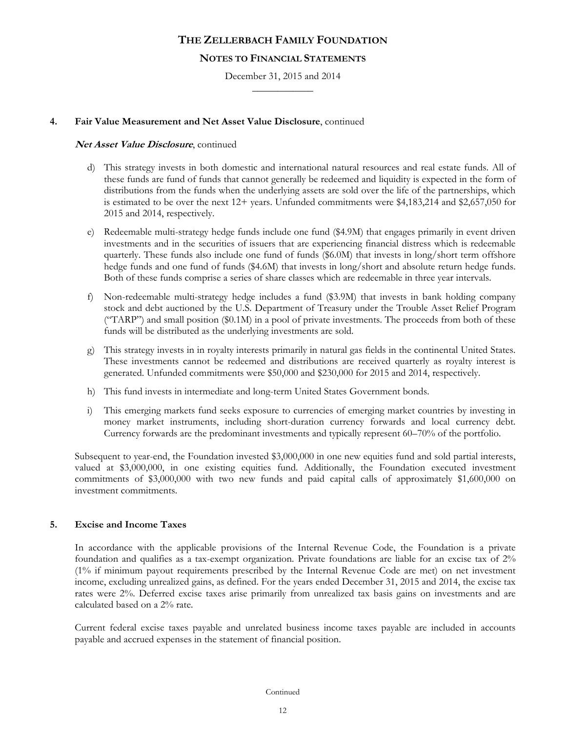## 4. Fair Value Measurement and Net Asset Value Disclosure, continued

***Net Asset Value Disclosure***, continued

d) This strategy invests in both domestic and international natural resources and real estate funds. All of these funds are fund of funds that cannot generally be redeemed and liquidity is expected in the form of distributions from the funds when the underlying assets are sold over the life of the partnerships, which is estimated to be over the next 12+ years. Unfunded commitments were $4,183,214 and $2,657,050 for 2015 and 2014, respectively.

e) Redeemable multi-strategy hedge funds include one fund ($4.9M) that engages primarily in event driven investments and in the securities of issuers that are experiencing financial distress which is redeemable quarterly. These funds also include one fund of funds ($6.0M) that invests in long/short term offshore hedge funds and one fund of funds ($4.6M) that invests in long/short and absolute return hedge funds. Both of these funds comprise a series of share classes which are redeemable in three year intervals.

f) Non-redeemable multi-strategy hedge includes a fund ($3.9M) that invests in bank holding company stock and debt auctioned by the U.S. Department of Treasury under the Trouble Asset Relief Program ("TARP") and small position ($0.1M) in a pool of private investments. The proceeds from both of these funds will be distributed as the underlying investments are sold.

g) This strategy invests in in royalty interests primarily in natural gas fields in the continental United States. These investments cannot be redeemed and distributions are received quarterly as royalty interest is generated. Unfunded commitments were $50,000 and $230,000 for 2015 and 2014, respectively.

h) This fund invests in intermediate and long-term United States Government bonds.

i) This emerging markets fund seeks exposure to currencies of emerging market countries by investing in money market instruments, including short-duration currency forwards and local currency debt. Currency forwards are the predominant investments and typically represent 60–70% of the portfolio.

Subsequent to year-end, the Foundation invested $3,000,000 in one new equities fund and sold partial interests, valued at $3,000,000, in one existing equities fund. Additionally, the Foundation executed investment commitments of $3,000,000 with two new funds and paid capital calls of approximately $1,600,000 on investment commitments.

## 5. Excise and Income Taxes

In accordance with the applicable provisions of the Internal Revenue Code, the Foundation is a private foundation and qualifies as a tax-exempt organization. Private foundations are liable for an excise tax of 2% (1% if minimum payout requirements prescribed by the Internal Revenue Code are met) on net investment income, excluding unrealized gains, as defined. For the years ended December 31, 2015 and 2014, the excise tax rates were 2%. Deferred excise taxes arise primarily from unrealized tax basis gains on investments and are calculated based on a 2% rate.

Current federal excise taxes payable and unrelated business income taxes payable are included in accounts payable and accrued expenses in the statement of financial position.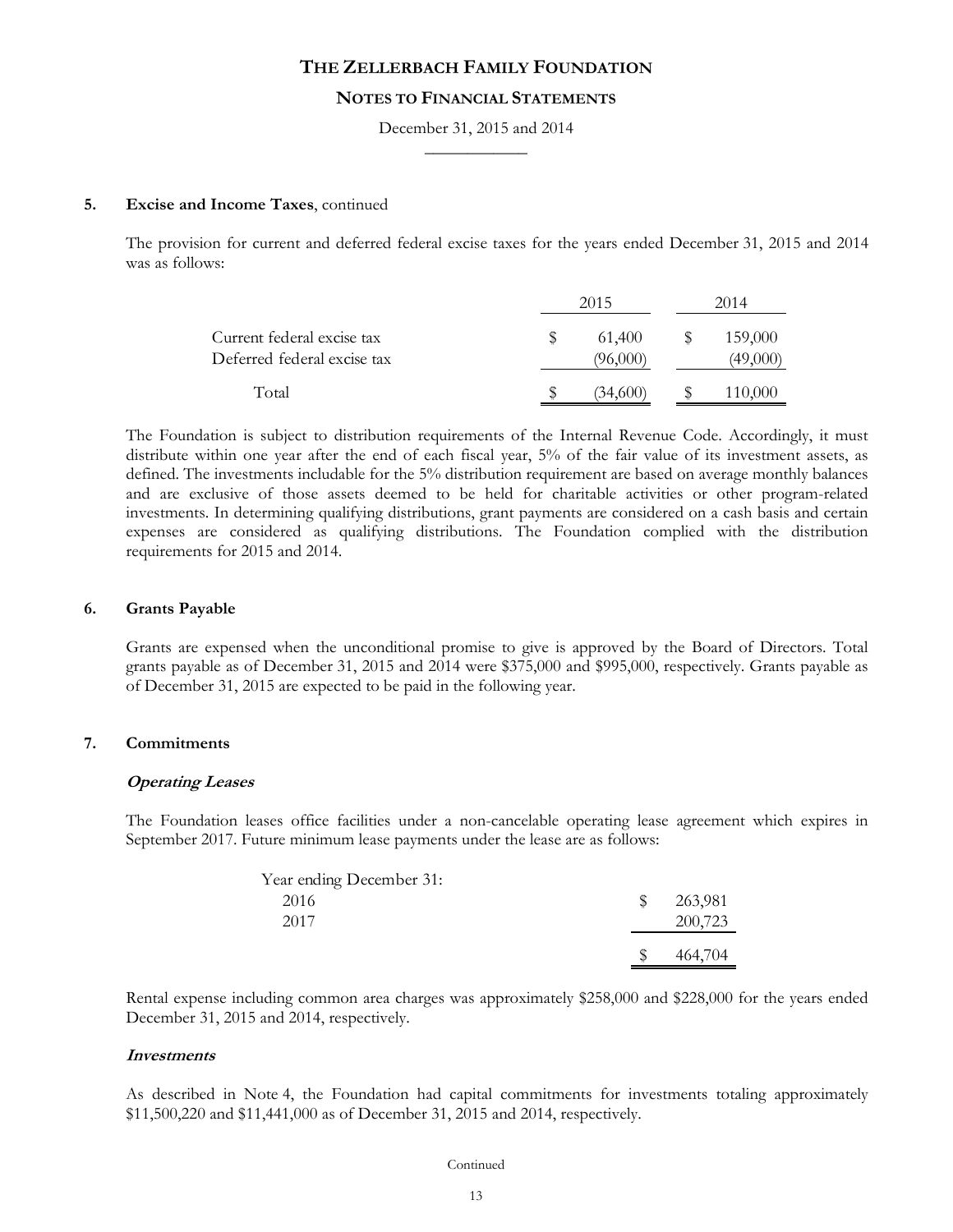# THE ZELLERBACH FAMILY FOUNDATION

## NOTES TO FINANCIAL STATEMENTS

December 31, 2015 and 2014

**5. Excise and Income Taxes**, continued

The provision for current and deferred federal excise taxes for the years ended December 31, 2015 and 2014 was as follows:

| | 2015 | 2014 |
|---|---|---|
| Current federal excise tax | $ 61,400 | $ 159,000 |
| Deferred federal excise tax | (96,000) | (49,000) |
| Total | $ (34,600) | $ 110,000 |

The Foundation is subject to distribution requirements of the Internal Revenue Code. Accordingly, it must distribute within one year after the end of each fiscal year, 5% of the fair value of its investment assets, as defined. The investments includable for the 5% distribution requirement are based on average monthly balances and are exclusive of those assets deemed to be held for charitable activities or other program-related investments. In determining qualifying distributions, grant payments are considered on a cash basis and certain expenses are considered as qualifying distributions. The Foundation complied with the distribution requirements for 2015 and 2014.

**6. Grants Payable**

Grants are expensed when the unconditional promise to give is approved by the Board of Directors. Total grants payable as of December 31, 2015 and 2014 were $375,000 and $995,000, respectively. Grants payable as of December 31, 2015 are expected to be paid in the following year.

**7. Commitments**

***Operating Leases***

The Foundation leases office facilities under a non-cancelable operating lease agreement which expires in September 2017. Future minimum lease payments under the lease are as follows:

| Year ending December 31: | |
|---|---|
| 2016 | $ 263,981 |
| 2017 | 200,723 |
| | $ 464,704 |

Rental expense including common area charges was approximately $258,000 and $228,000 for the years ended December 31, 2015 and 2014, respectively.

***Investments***

As described in Note 4, the Foundation had capital commitments for investments totaling approximately $11,500,220 and $11,441,000 as of December 31, 2015 and 2014, respectively.

Continued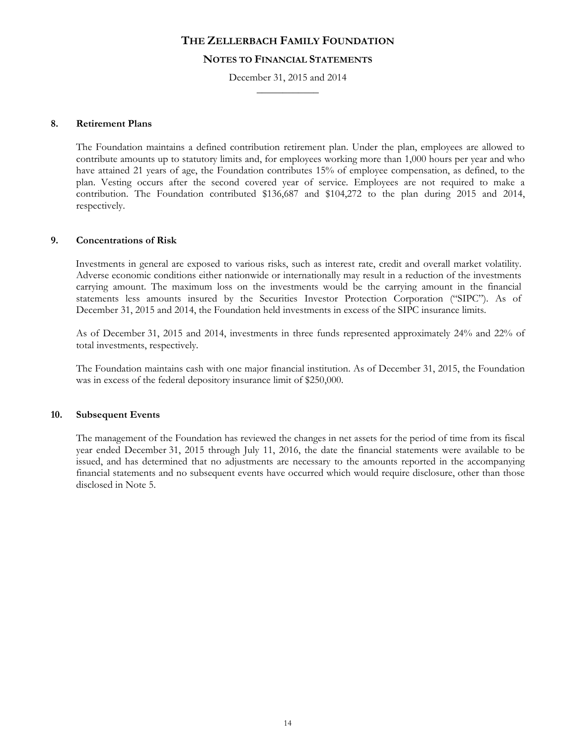# THE ZELLERBACH FAMILY FOUNDATION

## NOTES TO FINANCIAL STATEMENTS

December 31, 2015 and 2014

---

### 8. Retirement Plans

The Foundation maintains a defined contribution retirement plan. Under the plan, employees are allowed to contribute amounts up to statutory limits and, for employees working more than 1,000 hours per year and who have attained 21 years of age, the Foundation contributes 15% of employee compensation, as defined, to the plan. Vesting occurs after the second covered year of service. Employees are not required to make a contribution. The Foundation contributed $136,687 and $104,272 to the plan during 2015 and 2014, respectively.

### 9. Concentrations of Risk

Investments in general are exposed to various risks, such as interest rate, credit and overall market volatility. Adverse economic conditions either nationwide or internationally may result in a reduction of the investments carrying amount. The maximum loss on the investments would be the carrying amount in the financial statements less amounts insured by the Securities Investor Protection Corporation ("SIPC"). As of December 31, 2015 and 2014, the Foundation held investments in excess of the SIPC insurance limits.

As of December 31, 2015 and 2014, investments in three funds represented approximately 24% and 22% of total investments, respectively.

The Foundation maintains cash with one major financial institution. As of December 31, 2015, the Foundation was in excess of the federal depository insurance limit of $250,000.

### 10. Subsequent Events

The management of the Foundation has reviewed the changes in net assets for the period of time from its fiscal year ended December 31, 2015 through July 11, 2016, the date the financial statements were available to be issued, and has determined that no adjustments are necessary to the amounts reported in the accompanying financial statements and no subsequent events have occurred which would require disclosure, other than those disclosed in Note 5.